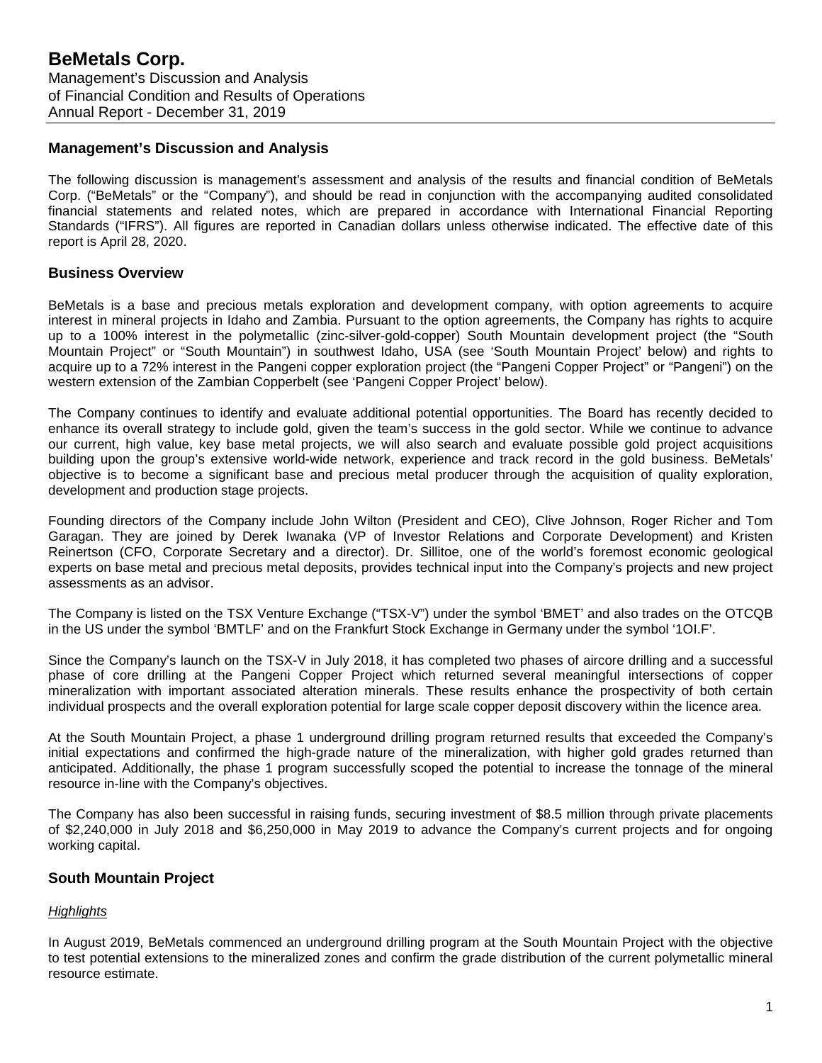# BeMetals Corp.

Management's Discussion and Analysis
of Financial Condition and Results of Operations
Annual Report - December 31, 2019

## Management's Discussion and Analysis

The following discussion is management's assessment and analysis of the results and financial condition of BeMetals Corp. ("BeMetals" or the "Company"), and should be read in conjunction with the accompanying audited consolidated financial statements and related notes, which are prepared in accordance with International Financial Reporting Standards ("IFRS"). All figures are reported in Canadian dollars unless otherwise indicated. The effective date of this report is April 28, 2020.

## Business Overview

BeMetals is a base and precious metals exploration and development company, with option agreements to acquire interest in mineral projects in Idaho and Zambia. Pursuant to the option agreements, the Company has rights to acquire up to a 100% interest in the polymetallic (zinc-silver-gold-copper) South Mountain development project (the "South Mountain Project" or "South Mountain") in southwest Idaho, USA (see 'South Mountain Project' below) and rights to acquire up to a 72% interest in the Pangeni copper exploration project (the "Pangeni Copper Project" or "Pangeni") on the western extension of the Zambian Copperbelt (see 'Pangeni Copper Project' below).

The Company continues to identify and evaluate additional potential opportunities. The Board has recently decided to enhance its overall strategy to include gold, given the team's success in the gold sector. While we continue to advance our current, high value, key base metal projects, we will also search and evaluate possible gold project acquisitions building upon the group's extensive world-wide network, experience and track record in the gold business. BeMetals' objective is to become a significant base and precious metal producer through the acquisition of quality exploration, development and production stage projects.

Founding directors of the Company include John Wilton (President and CEO), Clive Johnson, Roger Richer and Tom Garagan. They are joined by Derek Iwanaka (VP of Investor Relations and Corporate Development) and Kristen Reinertson (CFO, Corporate Secretary and a director). Dr. Sillitoe, one of the world's foremost economic geological experts on base metal and precious metal deposits, provides technical input into the Company's projects and new project assessments as an advisor.

The Company is listed on the TSX Venture Exchange ("TSX-V") under the symbol 'BMET' and also trades on the OTCQB in the US under the symbol 'BMTLF' and on the Frankfurt Stock Exchange in Germany under the symbol '1OI.F'.

Since the Company's launch on the TSX-V in July 2018, it has completed two phases of aircore drilling and a successful phase of core drilling at the Pangeni Copper Project which returned several meaningful intersections of copper mineralization with important associated alteration minerals. These results enhance the prospectivity of both certain individual prospects and the overall exploration potential for large scale copper deposit discovery within the licence area.

At the South Mountain Project, a phase 1 underground drilling program returned results that exceeded the Company's initial expectations and confirmed the high-grade nature of the mineralization, with higher gold grades returned than anticipated. Additionally, the phase 1 program successfully scoped the potential to increase the tonnage of the mineral resource in-line with the Company's objectives.

The Company has also been successful in raising funds, securing investment of $8.5 million through private placements of $2,240,000 in July 2018 and $6,250,000 in May 2019 to advance the Company's current projects and for ongoing working capital.

## South Mountain Project

### *Highlights*

In August 2019, BeMetals commenced an underground drilling program at the South Mountain Project with the objective to test potential extensions to the mineralized zones and confirm the grade distribution of the current polymetallic mineral resource estimate.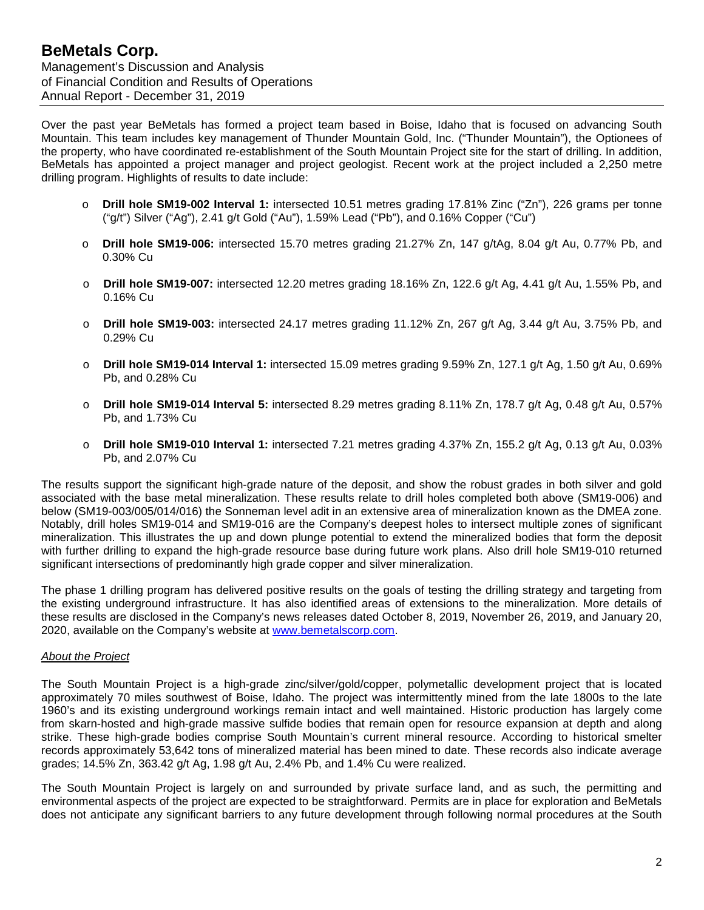Over the past year BeMetals has formed a project team based in Boise, Idaho that is focused on advancing South Mountain. This team includes key management of Thunder Mountain Gold, Inc. ("Thunder Mountain"), the Optionees of the property, who have coordinated re-establishment of the South Mountain Project site for the start of drilling. In addition, BeMetals has appointed a project manager and project geologist. Recent work at the project included a 2,250 metre drilling program. Highlights of results to date include:

- **Drill hole SM19-002 Interval 1:** intersected 10.51 metres grading 17.81% Zinc ("Zn"), 226 grams per tonne ("g/t") Silver ("Ag"), 2.41 g/t Gold ("Au"), 1.59% Lead ("Pb"), and 0.16% Copper ("Cu")
- **Drill hole SM19-006:** intersected 15.70 metres grading 21.27% Zn, 147 g/tAg, 8.04 g/t Au, 0.77% Pb, and 0.30% Cu
- **Drill hole SM19-007:** intersected 12.20 metres grading 18.16% Zn, 122.6 g/t Ag, 4.41 g/t Au, 1.55% Pb, and 0.16% Cu
- **Drill hole SM19-003:** intersected 24.17 metres grading 11.12% Zn, 267 g/t Ag, 3.44 g/t Au, 3.75% Pb, and 0.29% Cu
- **Drill hole SM19-014 Interval 1:** intersected 15.09 metres grading 9.59% Zn, 127.1 g/t Ag, 1.50 g/t Au, 0.69% Pb, and 0.28% Cu
- **Drill hole SM19-014 Interval 5:** intersected 8.29 metres grading 8.11% Zn, 178.7 g/t Ag, 0.48 g/t Au, 0.57% Pb, and 1.73% Cu
- **Drill hole SM19-010 Interval 1:** intersected 7.21 metres grading 4.37% Zn, 155.2 g/t Ag, 0.13 g/t Au, 0.03% Pb, and 2.07% Cu

The results support the significant high-grade nature of the deposit, and show the robust grades in both silver and gold associated with the base metal mineralization. These results relate to drill holes completed both above (SM19-006) and below (SM19-003/005/014/016) the Sonneman level adit in an extensive area of mineralization known as the DMEA zone. Notably, drill holes SM19-014 and SM19-016 are the Company's deepest holes to intersect multiple zones of significant mineralization. This illustrates the up and down plunge potential to extend the mineralized bodies that form the deposit with further drilling to expand the high-grade resource base during future work plans. Also drill hole SM19-010 returned significant intersections of predominantly high grade copper and silver mineralization.

The phase 1 drilling program has delivered positive results on the goals of testing the drilling strategy and targeting from the existing underground infrastructure. It has also identified areas of extensions to the mineralization. More details of these results are disclosed in the Company's news releases dated October 8, 2019, November 26, 2019, and January 20, 2020, available on the Company's website at www.bemetalscorp.com.

*About the Project*

The South Mountain Project is a high-grade zinc/silver/gold/copper, polymetallic development project that is located approximately 70 miles southwest of Boise, Idaho. The project was intermittently mined from the late 1800s to the late 1960's and its existing underground workings remain intact and well maintained. Historic production has largely come from skarn-hosted and high-grade massive sulfide bodies that remain open for resource expansion at depth and along strike. These high-grade bodies comprise South Mountain's current mineral resource. According to historical smelter records approximately 53,642 tons of mineralized material has been mined to date. These records also indicate average grades; 14.5% Zn, 363.42 g/t Ag, 1.98 g/t Au, 2.4% Pb, and 1.4% Cu were realized.

The South Mountain Project is largely on and surrounded by private surface land, and as such, the permitting and environmental aspects of the project are expected to be straightforward. Permits are in place for exploration and BeMetals does not anticipate any significant barriers to any future development through following normal procedures at the South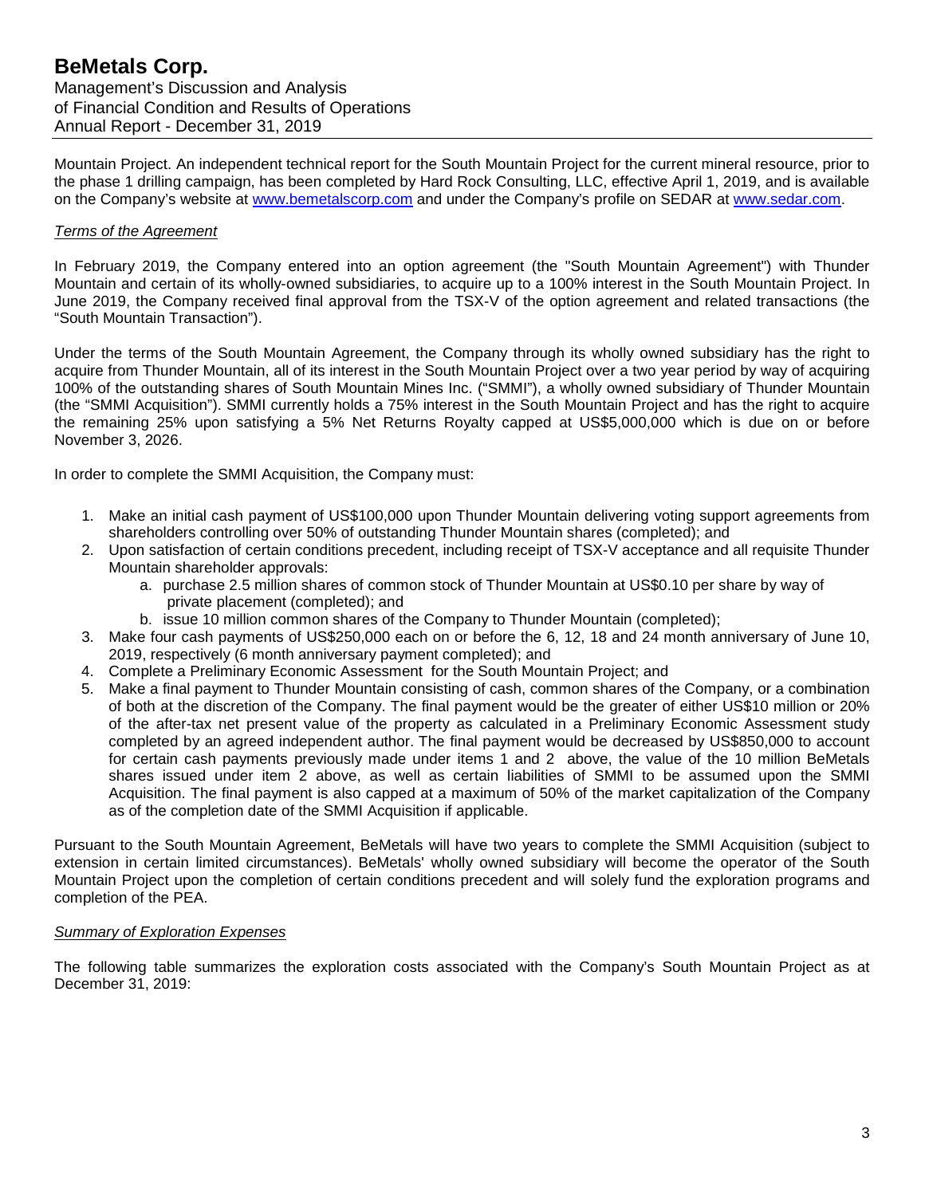Mountain Project. An independent technical report for the South Mountain Project for the current mineral resource, prior to the phase 1 drilling campaign, has been completed by Hard Rock Consulting, LLC, effective April 1, 2019, and is available on the Company's website at www.bemetalscorp.com and under the Company's profile on SEDAR at www.sedar.com.

*Terms of the Agreement*

In February 2019, the Company entered into an option agreement (the "South Mountain Agreement") with Thunder Mountain and certain of its wholly-owned subsidiaries, to acquire up to a 100% interest in the South Mountain Project. In June 2019, the Company received final approval from the TSX-V of the option agreement and related transactions (the "South Mountain Transaction").

Under the terms of the South Mountain Agreement, the Company through its wholly owned subsidiary has the right to acquire from Thunder Mountain, all of its interest in the South Mountain Project over a two year period by way of acquiring 100% of the outstanding shares of South Mountain Mines Inc. ("SMMI"), a wholly owned subsidiary of Thunder Mountain (the "SMMI Acquisition"). SMMI currently holds a 75% interest in the South Mountain Project and has the right to acquire the remaining 25% upon satisfying a 5% Net Returns Royalty capped at US$5,000,000 which is due on or before November 3, 2026.

In order to complete the SMMI Acquisition, the Company must:

1. Make an initial cash payment of US$100,000 upon Thunder Mountain delivering voting support agreements from shareholders controlling over 50% of outstanding Thunder Mountain shares (completed); and
2. Upon satisfaction of certain conditions precedent, including receipt of TSX-V acceptance and all requisite Thunder Mountain shareholder approvals:
   a. purchase 2.5 million shares of common stock of Thunder Mountain at US$0.10 per share by way of private placement (completed); and
   b. issue 10 million common shares of the Company to Thunder Mountain (completed);
3. Make four cash payments of US$250,000 each on or before the 6, 12, 18 and 24 month anniversary of June 10, 2019, respectively (6 month anniversary payment completed); and
4. Complete a Preliminary Economic Assessment for the South Mountain Project; and
5. Make a final payment to Thunder Mountain consisting of cash, common shares of the Company, or a combination of both at the discretion of the Company. The final payment would be the greater of either US$10 million or 20% of the after-tax net present value of the property as calculated in a Preliminary Economic Assessment study completed by an agreed independent author. The final payment would be decreased by US$850,000 to account for certain cash payments previously made under items 1 and 2 above, the value of the 10 million BeMetals shares issued under item 2 above, as well as certain liabilities of SMMI to be assumed upon the SMMI Acquisition. The final payment is also capped at a maximum of 50% of the market capitalization of the Company as of the completion date of the SMMI Acquisition if applicable.

Pursuant to the South Mountain Agreement, BeMetals will have two years to complete the SMMI Acquisition (subject to extension in certain limited circumstances). BeMetals' wholly owned subsidiary will become the operator of the South Mountain Project upon the completion of certain conditions precedent and will solely fund the exploration programs and completion of the PEA.

*Summary of Exploration Expenses*

The following table summarizes the exploration costs associated with the Company's South Mountain Project as at December 31, 2019: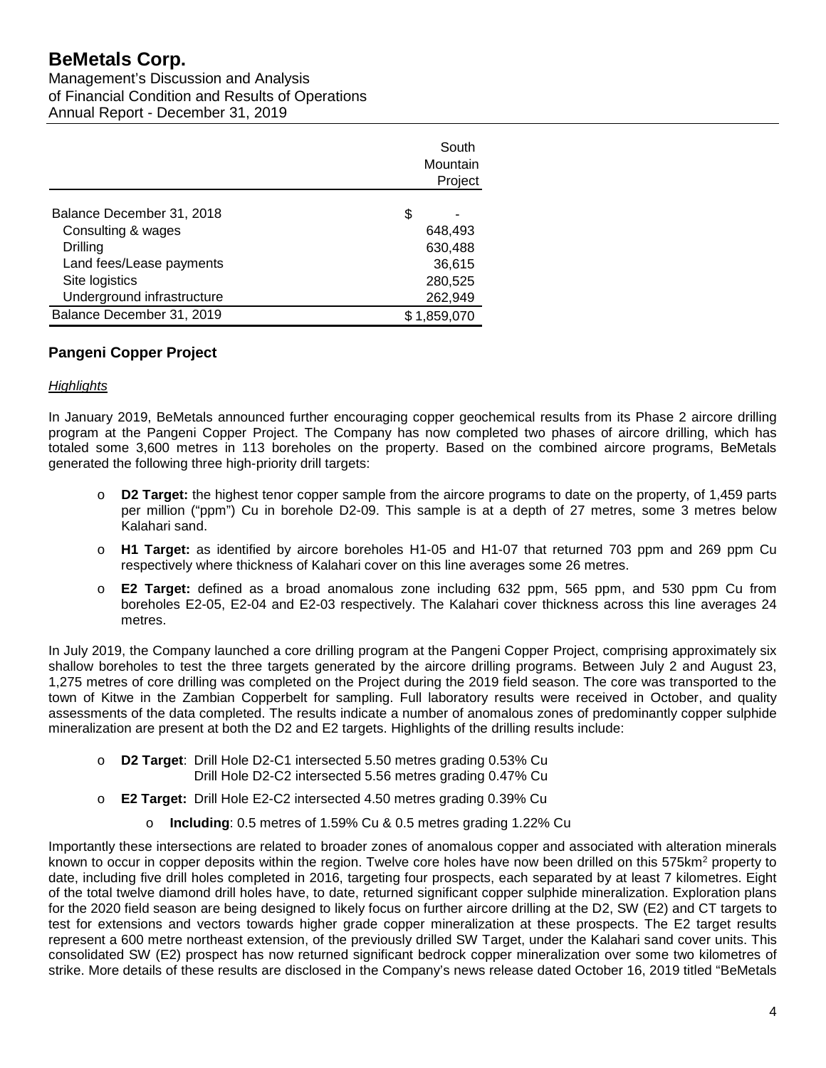| | South Mountain Project |
|---|---|
| Balance December 31, 2018 | $ - |
| Consulting & wages | 648,493 |
| Drilling | 630,488 |
| Land fees/Lease payments | 36,615 |
| Site logistics | 280,525 |
| Underground infrastructure | 262,949 |
| Balance December 31, 2019 | $ 1,859,070 |

## Pangeni Copper Project

*Highlights*

In January 2019, BeMetals announced further encouraging copper geochemical results from its Phase 2 aircore drilling program at the Pangeni Copper Project. The Company has now completed two phases of aircore drilling, which has totaled some 3,600 metres in 113 boreholes on the property. Based on the combined aircore programs, BeMetals generated the following three high-priority drill targets:

- **D2 Target:** the highest tenor copper sample from the aircore programs to date on the property, of 1,459 parts per million ("ppm") Cu in borehole D2-09. This sample is at a depth of 27 metres, some 3 metres below Kalahari sand.
- **H1 Target:** as identified by aircore boreholes H1-05 and H1-07 that returned 703 ppm and 269 ppm Cu respectively where thickness of Kalahari cover on this line averages some 26 metres.
- **E2 Target:** defined as a broad anomalous zone including 632 ppm, 565 ppm, and 530 ppm Cu from boreholes E2-05, E2-04 and E2-03 respectively. The Kalahari cover thickness across this line averages 24 metres.

In July 2019, the Company launched a core drilling program at the Pangeni Copper Project, comprising approximately six shallow boreholes to test the three targets generated by the aircore drilling programs. Between July 2 and August 23, 1,275 metres of core drilling was completed on the Project during the 2019 field season. The core was transported to the town of Kitwe in the Zambian Copperbelt for sampling. Full laboratory results were received in October, and quality assessments of the data completed. The results indicate a number of anomalous zones of predominantly copper sulphide mineralization are present at both the D2 and E2 targets. Highlights of the drilling results include:

- **D2 Target**: Drill Hole D2-C1 intersected 5.50 metres grading 0.53% Cu
  Drill Hole D2-C2 intersected 5.56 metres grading 0.47% Cu
- **E2 Target:** Drill Hole E2-C2 intersected 4.50 metres grading 0.39% Cu
  - **Including**: 0.5 metres of 1.59% Cu & 0.5 metres grading 1.22% Cu

Importantly these intersections are related to broader zones of anomalous copper and associated with alteration minerals known to occur in copper deposits within the region. Twelve core holes have now been drilled on this 575km$^2$ property to date, including five drill holes completed in 2016, targeting four prospects, each separated by at least 7 kilometres. Eight of the total twelve diamond drill holes have, to date, returned significant copper sulphide mineralization. Exploration plans for the 2020 field season are being designed to likely focus on further aircore drilling at the D2, SW (E2) and CT targets to test for extensions and vectors towards higher grade copper mineralization at these prospects. The E2 target results represent a 600 metre northeast extension, of the previously drilled SW Target, under the Kalahari sand cover units. This consolidated SW (E2) prospect has now returned significant bedrock copper mineralization over some two kilometres of strike. More details of these results are disclosed in the Company's news release dated October 16, 2019 titled "BeMetals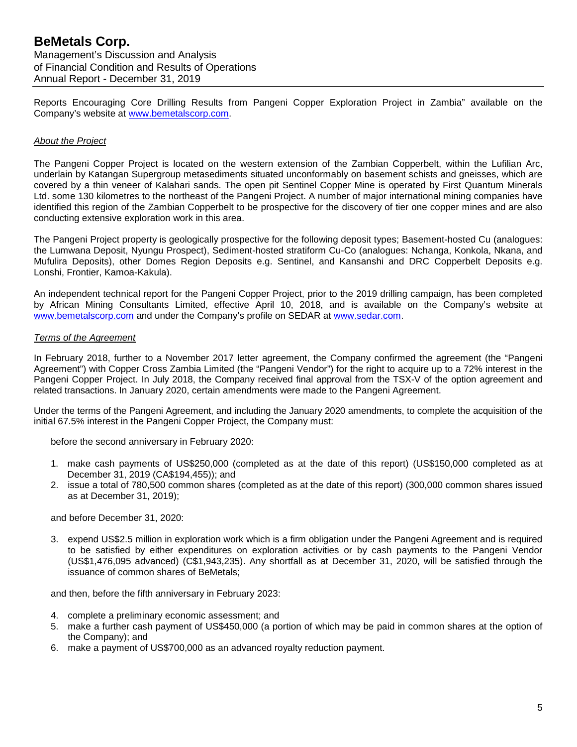Reports Encouraging Core Drilling Results from Pangeni Copper Exploration Project in Zambia" available on the Company's website at www.bemetalscorp.com.

*About the Project*

The Pangeni Copper Project is located on the western extension of the Zambian Copperbelt, within the Lufilian Arc, underlain by Katangan Supergroup metasediments situated unconformably on basement schists and gneisses, which are covered by a thin veneer of Kalahari sands. The open pit Sentinel Copper Mine is operated by First Quantum Minerals Ltd. some 130 kilometres to the northeast of the Pangeni Project. A number of major international mining companies have identified this region of the Zambian Copperbelt to be prospective for the discovery of tier one copper mines and are also conducting extensive exploration work in this area.

The Pangeni Project property is geologically prospective for the following deposit types; Basement-hosted Cu (analogues: the Lumwana Deposit, Nyungu Prospect), Sediment-hosted stratiform Cu-Co (analogues: Nchanga, Konkola, Nkana, and Mufulira Deposits), other Domes Region Deposits e.g. Sentinel, and Kansanshi and DRC Copperbelt Deposits e.g. Lonshi, Frontier, Kamoa-Kakula).

An independent technical report for the Pangeni Copper Project, prior to the 2019 drilling campaign, has been completed by African Mining Consultants Limited, effective April 10, 2018, and is available on the Company's website at www.bemetalscorp.com and under the Company's profile on SEDAR at www.sedar.com.

*Terms of the Agreement*

In February 2018, further to a November 2017 letter agreement, the Company confirmed the agreement (the "Pangeni Agreement") with Copper Cross Zambia Limited (the "Pangeni Vendor") for the right to acquire up to a 72% interest in the Pangeni Copper Project. In July 2018, the Company received final approval from the TSX-V of the option agreement and related transactions. In January 2020, certain amendments were made to the Pangeni Agreement.

Under the terms of the Pangeni Agreement, and including the January 2020 amendments, to complete the acquisition of the initial 67.5% interest in the Pangeni Copper Project, the Company must:

before the second anniversary in February 2020:

1. make cash payments of US$250,000 (completed as at the date of this report) (US$150,000 completed as at December 31, 2019 (CA$194,455)); and
2. issue a total of 780,500 common shares (completed as at the date of this report) (300,000 common shares issued as at December 31, 2019);

and before December 31, 2020:

3. expend US$2.5 million in exploration work which is a firm obligation under the Pangeni Agreement and is required to be satisfied by either expenditures on exploration activities or by cash payments to the Pangeni Vendor (US$1,476,095 advanced) (C$1,943,235). Any shortfall as at December 31, 2020, will be satisfied through the issuance of common shares of BeMetals;

and then, before the fifth anniversary in February 2023:

4. complete a preliminary economic assessment; and
5. make a further cash payment of US$450,000 (a portion of which may be paid in common shares at the option of the Company); and
6. make a payment of US$700,000 as an advanced royalty reduction payment.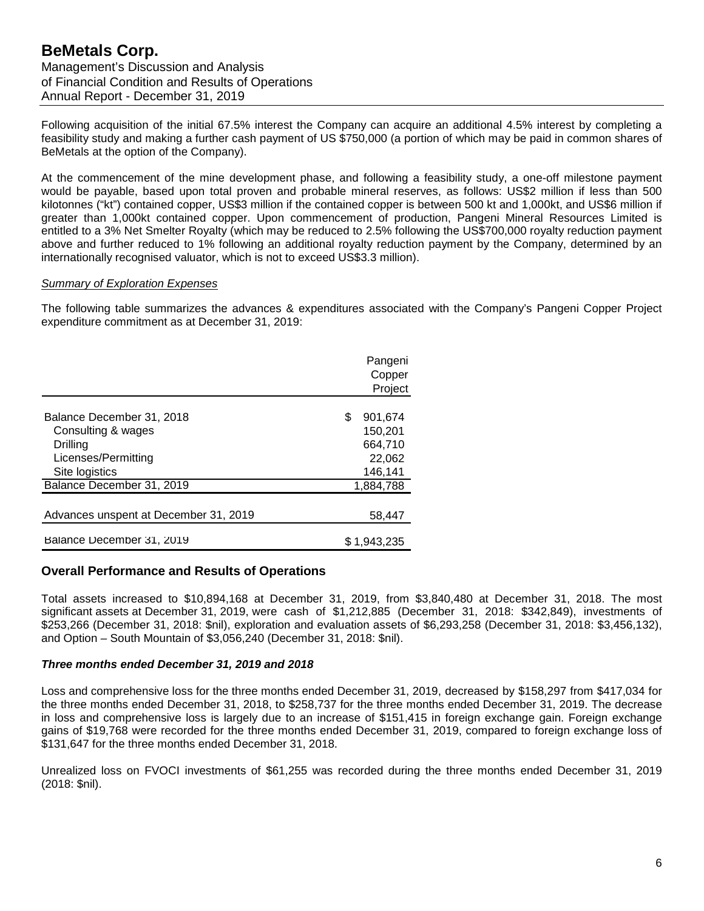Following acquisition of the initial 67.5% interest the Company can acquire an additional 4.5% interest by completing a feasibility study and making a further cash payment of US $750,000 (a portion of which may be paid in common shares of BeMetals at the option of the Company).

At the commencement of the mine development phase, and following a feasibility study, a one-off milestone payment would be payable, based upon total proven and probable mineral reserves, as follows: US$2 million if less than 500 kilotonnes ("kt") contained copper, US$3 million if the contained copper is between 500 kt and 1,000kt, and US$6 million if greater than 1,000kt contained copper. Upon commencement of production, Pangeni Mineral Resources Limited is entitled to a 3% Net Smelter Royalty (which may be reduced to 2.5% following the US$700,000 royalty reduction payment above and further reduced to 1% following an additional royalty reduction payment by the Company, determined by an internationally recognised valuator, which is not to exceed US$3.3 million).

*Summary of Exploration Expenses*

The following table summarizes the advances & expenditures associated with the Company's Pangeni Copper Project expenditure commitment as at December 31, 2019:

| | Pangeni Copper Project |
|---|---|
| Balance December 31, 2018 | $ 901,674 |
| Consulting & wages | 150,201 |
| Drilling | 664,710 |
| Licenses/Permitting | 22,062 |
| Site logistics | 146,141 |
| Balance December 31, 2019 | 1,884,788 |
| Advances unspent at December 31, 2019 | 58,447 |
| Balance December 31, 2019 | $ 1,943,235 |

## Overall Performance and Results of Operations

Total assets increased to $10,894,168 at December 31, 2019, from $3,840,480 at December 31, 2018. The most significant assets at December 31, 2019, were cash of $1,212,885 (December 31, 2018: $342,849), investments of $253,266 (December 31, 2018: $nil), exploration and evaluation assets of $6,293,258 (December 31, 2018: $3,456,132), and Option – South Mountain of $3,056,240 (December 31, 2018: $nil).

***Three months ended December 31, 2019 and 2018***

Loss and comprehensive loss for the three months ended December 31, 2019, decreased by $158,297 from $417,034 for the three months ended December 31, 2018, to $258,737 for the three months ended December 31, 2019. The decrease in loss and comprehensive loss is largely due to an increase of $151,415 in foreign exchange gain. Foreign exchange gains of $19,768 were recorded for the three months ended December 31, 2019, compared to foreign exchange loss of $131,647 for the three months ended December 31, 2018.

Unrealized loss on FVOCI investments of $61,255 was recorded during the three months ended December 31, 2019 (2018: $nil).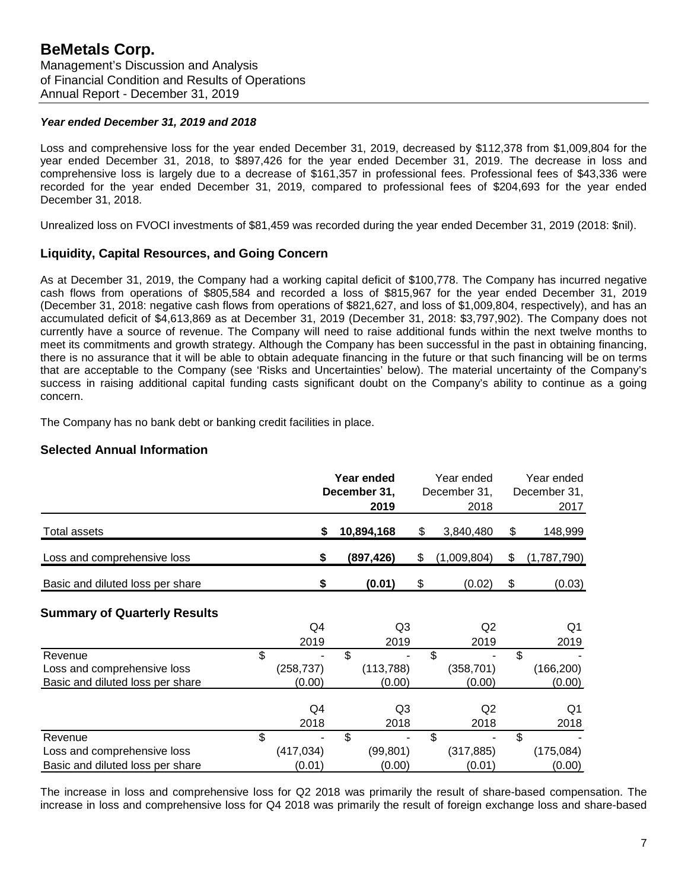### *Year ended December 31, 2019 and 2018*

Loss and comprehensive loss for the year ended December 31, 2019, decreased by $112,378 from $1,009,804 for the year ended December 31, 2018, to $897,426 for the year ended December 31, 2019. The decrease in loss and comprehensive loss is largely due to a decrease of $161,357 in professional fees. Professional fees of $43,336 were recorded for the year ended December 31, 2019, compared to professional fees of $204,693 for the year ended December 31, 2018.

Unrealized loss on FVOCI investments of $81,459 was recorded during the year ended December 31, 2019 (2018: $nil).

## Liquidity, Capital Resources, and Going Concern

As at December 31, 2019, the Company had a working capital deficit of $100,778. The Company has incurred negative cash flows from operations of $805,584 and recorded a loss of $815,967 for the year ended December 31, 2019 (December 31, 2018: negative cash flows from operations of $821,627, and loss of $1,009,804, respectively), and has an accumulated deficit of $4,613,869 as at December 31, 2019 (December 31, 2018: $3,797,902). The Company does not currently have a source of revenue. The Company will need to raise additional funds within the next twelve months to meet its commitments and growth strategy. Although the Company has been successful in the past in obtaining financing, there is no assurance that it will be able to obtain adequate financing in the future or that such financing will be on terms that are acceptable to the Company (see 'Risks and Uncertainties' below). The material uncertainty of the Company's success in raising additional capital funding casts significant doubt on the Company's ability to continue as a going concern.

The Company has no bank debt or banking credit facilities in place.

## Selected Annual Information

| | **Year ended December 31, 2019** | Year ended December 31, 2018 | Year ended December 31, 2017 |
|---|---|---|---|
| Total assets | **$ 10,894,168** | $ 3,840,480 | $ 148,999 |
| Loss and comprehensive loss | **$ (897,426)** | $ (1,009,804) | $ (1,787,790) |
| Basic and diluted loss per share | **$ (0.01)** | $ (0.02) | $ (0.03) |

## Summary of Quarterly Results

| | Q4 2019 | Q3 2019 | Q2 2019 | Q1 2019 |
|---|---|---|---|---|
| Revenue | $ - | $ - | $ - | $ - |
| Loss and comprehensive loss | (258,737) | (113,788) | (358,701) | (166,200) |
| Basic and diluted loss per share | (0.00) | (0.00) | (0.00) | (0.00) |

| | Q4 2018 | Q3 2018 | Q2 2018 | Q1 2018 |
|---|---|---|---|---|
| Revenue | $ - | $ - | $ - | $ - |
| Loss and comprehensive loss | (417,034) | (99,801) | (317,885) | (175,084) |
| Basic and diluted loss per share | (0.01) | (0.00) | (0.01) | (0.00) |

The increase in loss and comprehensive loss for Q2 2018 was primarily the result of share-based compensation. The increase in loss and comprehensive loss for Q4 2018 was primarily the result of foreign exchange loss and share-based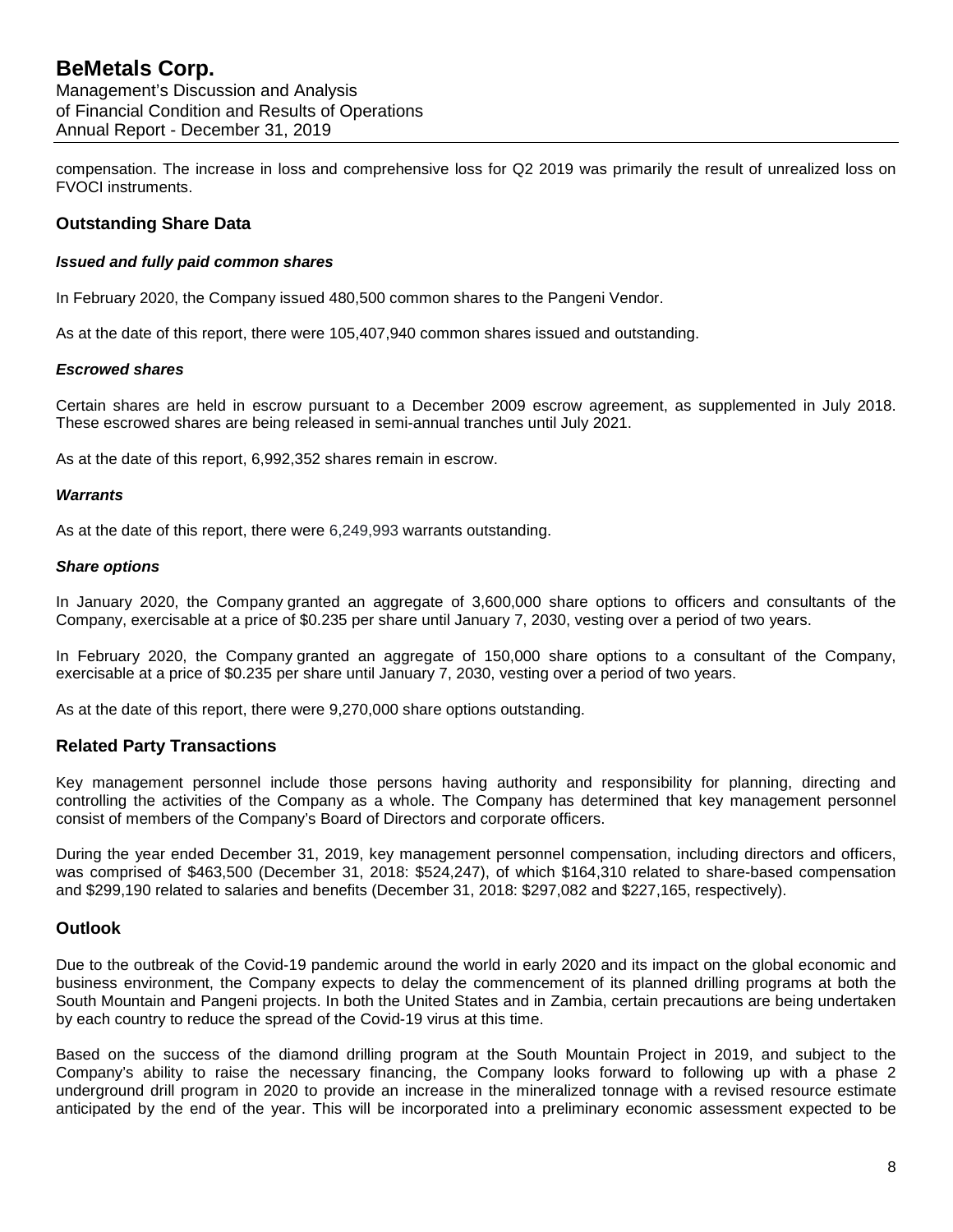compensation. The increase in loss and comprehensive loss for Q2 2019 was primarily the result of unrealized loss on FVOCI instruments.

## Outstanding Share Data

### *Issued and fully paid common shares*

In February 2020, the Company issued 480,500 common shares to the Pangeni Vendor.

As at the date of this report, there were 105,407,940 common shares issued and outstanding.

### *Escrowed shares*

Certain shares are held in escrow pursuant to a December 2009 escrow agreement, as supplemented in July 2018. These escrowed shares are being released in semi-annual tranches until July 2021.

As at the date of this report, 6,992,352 shares remain in escrow.

### *Warrants*

As at the date of this report, there were 6,249,993 warrants outstanding.

### *Share options*

In January 2020, the Company granted an aggregate of 3,600,000 share options to officers and consultants of the Company, exercisable at a price of $0.235 per share until January 7, 2030, vesting over a period of two years.

In February 2020, the Company granted an aggregate of 150,000 share options to a consultant of the Company, exercisable at a price of $0.235 per share until January 7, 2030, vesting over a period of two years.

As at the date of this report, there were 9,270,000 share options outstanding.

## Related Party Transactions

Key management personnel include those persons having authority and responsibility for planning, directing and controlling the activities of the Company as a whole. The Company has determined that key management personnel consist of members of the Company's Board of Directors and corporate officers.

During the year ended December 31, 2019, key management personnel compensation, including directors and officers, was comprised of $463,500 (December 31, 2018: $524,247), of which $164,310 related to share-based compensation and $299,190 related to salaries and benefits (December 31, 2018: $297,082 and $227,165, respectively).

## Outlook

Due to the outbreak of the Covid-19 pandemic around the world in early 2020 and its impact on the global economic and business environment, the Company expects to delay the commencement of its planned drilling programs at both the South Mountain and Pangeni projects. In both the United States and in Zambia, certain precautions are being undertaken by each country to reduce the spread of the Covid-19 virus at this time.

Based on the success of the diamond drilling program at the South Mountain Project in 2019, and subject to the Company's ability to raise the necessary financing, the Company looks forward to following up with a phase 2 underground drill program in 2020 to provide an increase in the mineralized tonnage with a revised resource estimate anticipated by the end of the year. This will be incorporated into a preliminary economic assessment expected to be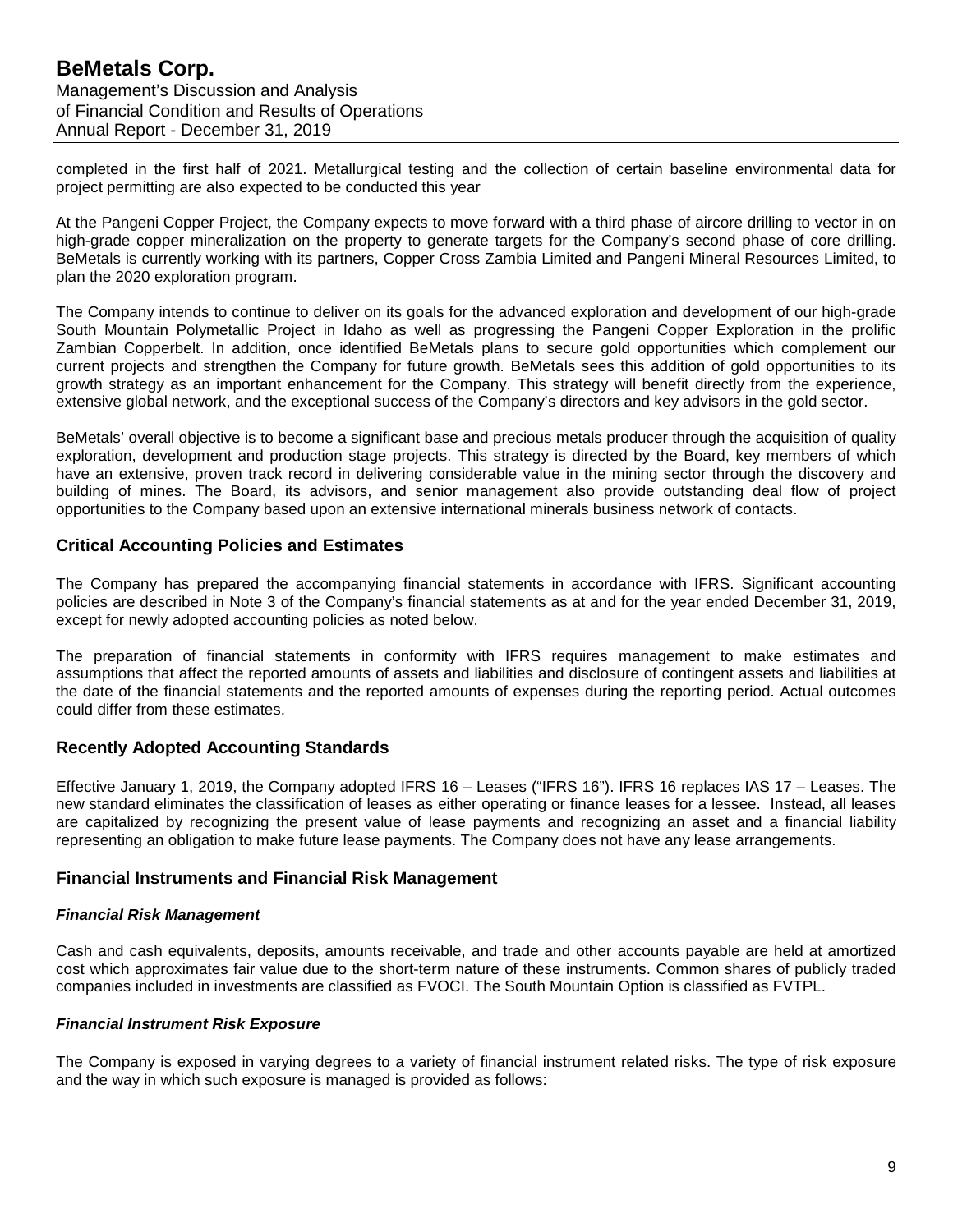completed in the first half of 2021. Metallurgical testing and the collection of certain baseline environmental data for project permitting are also expected to be conducted this year

At the Pangeni Copper Project, the Company expects to move forward with a third phase of aircore drilling to vector in on high-grade copper mineralization on the property to generate targets for the Company's second phase of core drilling. BeMetals is currently working with its partners, Copper Cross Zambia Limited and Pangeni Mineral Resources Limited, to plan the 2020 exploration program.

The Company intends to continue to deliver on its goals for the advanced exploration and development of our high-grade South Mountain Polymetallic Project in Idaho as well as progressing the Pangeni Copper Exploration in the prolific Zambian Copperbelt. In addition, once identified BeMetals plans to secure gold opportunities which complement our current projects and strengthen the Company for future growth. BeMetals sees this addition of gold opportunities to its growth strategy as an important enhancement for the Company. This strategy will benefit directly from the experience, extensive global network, and the exceptional success of the Company's directors and key advisors in the gold sector.

BeMetals' overall objective is to become a significant base and precious metals producer through the acquisition of quality exploration, development and production stage projects. This strategy is directed by the Board, key members of which have an extensive, proven track record in delivering considerable value in the mining sector through the discovery and building of mines. The Board, its advisors, and senior management also provide outstanding deal flow of project opportunities to the Company based upon an extensive international minerals business network of contacts.

## Critical Accounting Policies and Estimates

The Company has prepared the accompanying financial statements in accordance with IFRS. Significant accounting policies are described in Note 3 of the Company's financial statements as at and for the year ended December 31, 2019, except for newly adopted accounting policies as noted below.

The preparation of financial statements in conformity with IFRS requires management to make estimates and assumptions that affect the reported amounts of assets and liabilities and disclosure of contingent assets and liabilities at the date of the financial statements and the reported amounts of expenses during the reporting period. Actual outcomes could differ from these estimates.

## Recently Adopted Accounting Standards

Effective January 1, 2019, the Company adopted IFRS 16 – Leases ("IFRS 16"). IFRS 16 replaces IAS 17 – Leases. The new standard eliminates the classification of leases as either operating or finance leases for a lessee. Instead, all leases are capitalized by recognizing the present value of lease payments and recognizing an asset and a financial liability representing an obligation to make future lease payments. The Company does not have any lease arrangements.

## Financial Instruments and Financial Risk Management

### *Financial Risk Management*

Cash and cash equivalents, deposits, amounts receivable, and trade and other accounts payable are held at amortized cost which approximates fair value due to the short-term nature of these instruments. Common shares of publicly traded companies included in investments are classified as FVOCI. The South Mountain Option is classified as FVTPL.

### *Financial Instrument Risk Exposure*

The Company is exposed in varying degrees to a variety of financial instrument related risks. The type of risk exposure and the way in which such exposure is managed is provided as follows: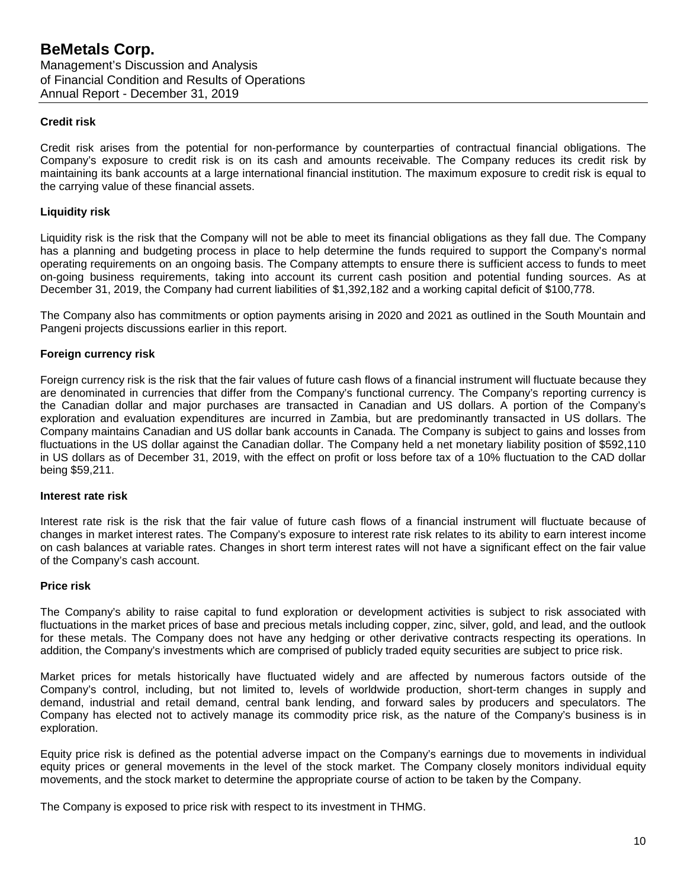### Credit risk

Credit risk arises from the potential for non-performance by counterparties of contractual financial obligations. The Company's exposure to credit risk is on its cash and amounts receivable. The Company reduces its credit risk by maintaining its bank accounts at a large international financial institution. The maximum exposure to credit risk is equal to the carrying value of these financial assets.

### Liquidity risk

Liquidity risk is the risk that the Company will not be able to meet its financial obligations as they fall due. The Company has a planning and budgeting process in place to help determine the funds required to support the Company's normal operating requirements on an ongoing basis. The Company attempts to ensure there is sufficient access to funds to meet on-going business requirements, taking into account its current cash position and potential funding sources. As at December 31, 2019, the Company had current liabilities of $1,392,182 and a working capital deficit of $100,778.

The Company also has commitments or option payments arising in 2020 and 2021 as outlined in the South Mountain and Pangeni projects discussions earlier in this report.

### Foreign currency risk

Foreign currency risk is the risk that the fair values of future cash flows of a financial instrument will fluctuate because they are denominated in currencies that differ from the Company's functional currency. The Company's reporting currency is the Canadian dollar and major purchases are transacted in Canadian and US dollars. A portion of the Company's exploration and evaluation expenditures are incurred in Zambia, but are predominantly transacted in US dollars. The Company maintains Canadian and US dollar bank accounts in Canada. The Company is subject to gains and losses from fluctuations in the US dollar against the Canadian dollar. The Company held a net monetary liability position of $592,110 in US dollars as of December 31, 2019, with the effect on profit or loss before tax of a 10% fluctuation to the CAD dollar being $59,211.

### Interest rate risk

Interest rate risk is the risk that the fair value of future cash flows of a financial instrument will fluctuate because of changes in market interest rates. The Company's exposure to interest rate risk relates to its ability to earn interest income on cash balances at variable rates. Changes in short term interest rates will not have a significant effect on the fair value of the Company's cash account.

### Price risk

The Company's ability to raise capital to fund exploration or development activities is subject to risk associated with fluctuations in the market prices of base and precious metals including copper, zinc, silver, gold, and lead, and the outlook for these metals. The Company does not have any hedging or other derivative contracts respecting its operations. In addition, the Company's investments which are comprised of publicly traded equity securities are subject to price risk.

Market prices for metals historically have fluctuated widely and are affected by numerous factors outside of the Company's control, including, but not limited to, levels of worldwide production, short-term changes in supply and demand, industrial and retail demand, central bank lending, and forward sales by producers and speculators. The Company has elected not to actively manage its commodity price risk, as the nature of the Company's business is in exploration.

Equity price risk is defined as the potential adverse impact on the Company's earnings due to movements in individual equity prices or general movements in the level of the stock market. The Company closely monitors individual equity movements, and the stock market to determine the appropriate course of action to be taken by the Company.

The Company is exposed to price risk with respect to its investment in THMG.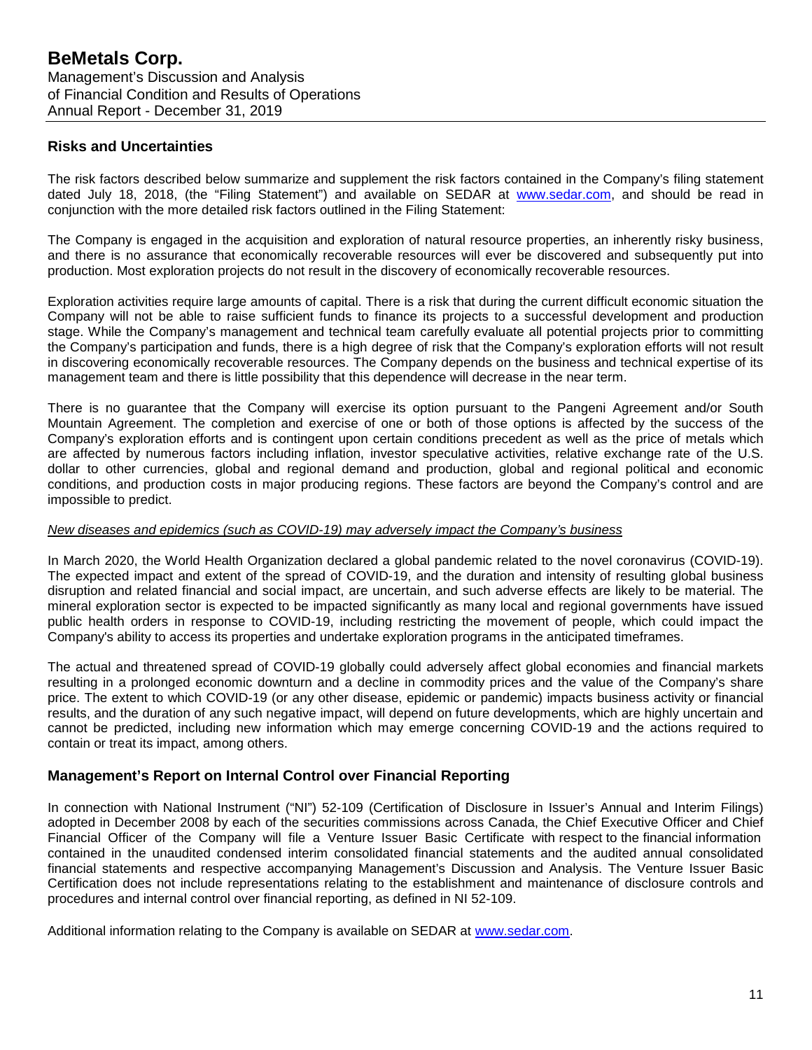## Risks and Uncertainties

The risk factors described below summarize and supplement the risk factors contained in the Company's filing statement dated July 18, 2018, (the "Filing Statement") and available on SEDAR at www.sedar.com, and should be read in conjunction with the more detailed risk factors outlined in the Filing Statement:

The Company is engaged in the acquisition and exploration of natural resource properties, an inherently risky business, and there is no assurance that economically recoverable resources will ever be discovered and subsequently put into production. Most exploration projects do not result in the discovery of economically recoverable resources.

Exploration activities require large amounts of capital. There is a risk that during the current difficult economic situation the Company will not be able to raise sufficient funds to finance its projects to a successful development and production stage. While the Company's management and technical team carefully evaluate all potential projects prior to committing the Company's participation and funds, there is a high degree of risk that the Company's exploration efforts will not result in discovering economically recoverable resources. The Company depends on the business and technical expertise of its management team and there is little possibility that this dependence will decrease in the near term.

There is no guarantee that the Company will exercise its option pursuant to the Pangeni Agreement and/or South Mountain Agreement. The completion and exercise of one or both of those options is affected by the success of the Company's exploration efforts and is contingent upon certain conditions precedent as well as the price of metals which are affected by numerous factors including inflation, investor speculative activities, relative exchange rate of the U.S. dollar to other currencies, global and regional demand and production, global and regional political and economic conditions, and production costs in major producing regions. These factors are beyond the Company's control and are impossible to predict.

*New diseases and epidemics (such as COVID-19) may adversely impact the Company's business*

In March 2020, the World Health Organization declared a global pandemic related to the novel coronavirus (COVID-19). The expected impact and extent of the spread of COVID-19, and the duration and intensity of resulting global business disruption and related financial and social impact, are uncertain, and such adverse effects are likely to be material. The mineral exploration sector is expected to be impacted significantly as many local and regional governments have issued public health orders in response to COVID-19, including restricting the movement of people, which could impact the Company's ability to access its properties and undertake exploration programs in the anticipated timeframes.

The actual and threatened spread of COVID-19 globally could adversely affect global economies and financial markets resulting in a prolonged economic downturn and a decline in commodity prices and the value of the Company's share price. The extent to which COVID-19 (or any other disease, epidemic or pandemic) impacts business activity or financial results, and the duration of any such negative impact, will depend on future developments, which are highly uncertain and cannot be predicted, including new information which may emerge concerning COVID-19 and the actions required to contain or treat its impact, among others.

## Management's Report on Internal Control over Financial Reporting

In connection with National Instrument ("NI") 52-109 (Certification of Disclosure in Issuer's Annual and Interim Filings) adopted in December 2008 by each of the securities commissions across Canada, the Chief Executive Officer and Chief Financial Officer of the Company will file a Venture Issuer Basic Certificate with respect to the financial information contained in the unaudited condensed interim consolidated financial statements and the audited annual consolidated financial statements and respective accompanying Management's Discussion and Analysis. The Venture Issuer Basic Certification does not include representations relating to the establishment and maintenance of disclosure controls and procedures and internal control over financial reporting, as defined in NI 52-109.

Additional information relating to the Company is available on SEDAR at www.sedar.com.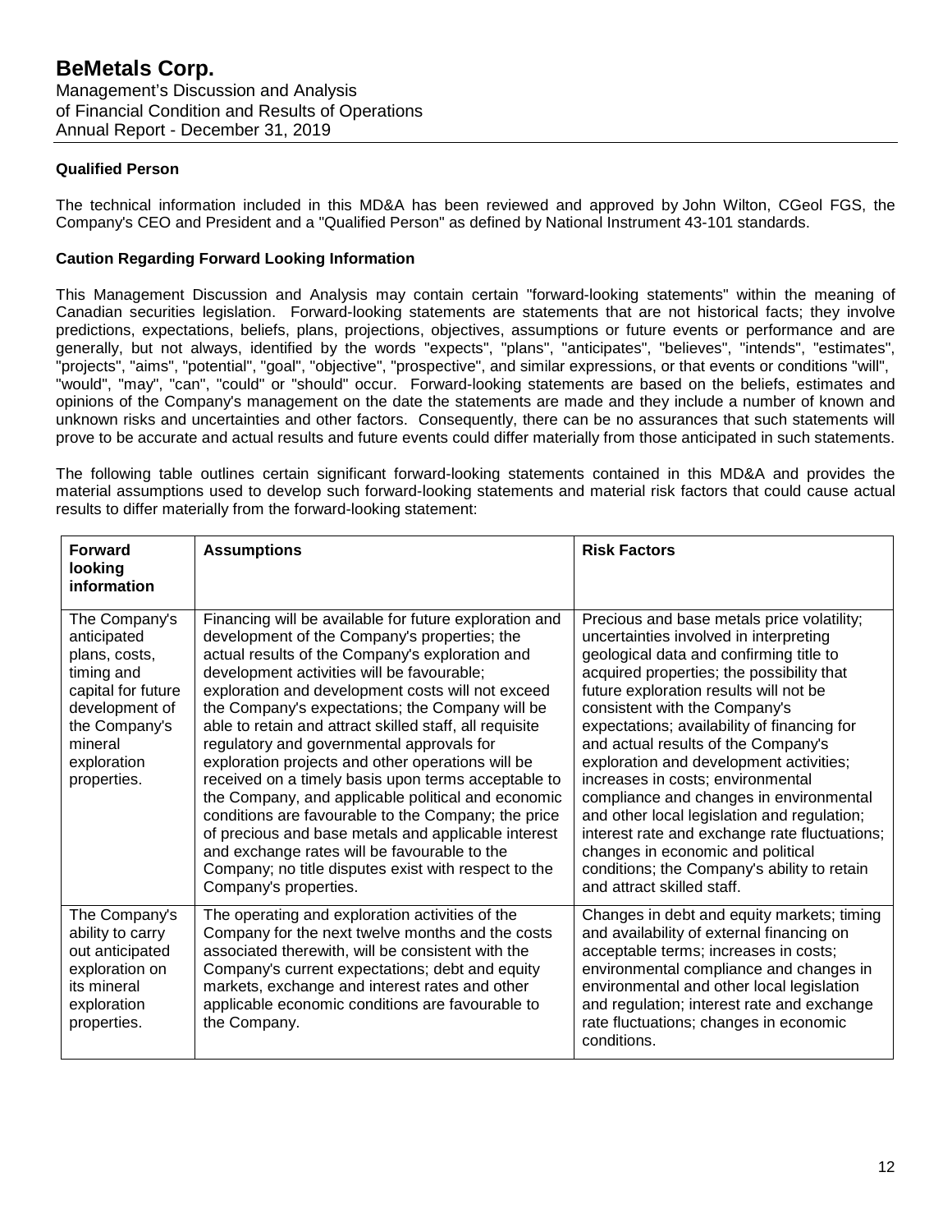### Qualified Person

The technical information included in this MD&A has been reviewed and approved by John Wilton, CGeol FGS, the Company's CEO and President and a "Qualified Person" as defined by National Instrument 43-101 standards.

### Caution Regarding Forward Looking Information

This Management Discussion and Analysis may contain certain "forward-looking statements" within the meaning of Canadian securities legislation. Forward-looking statements are statements that are not historical facts; they involve predictions, expectations, beliefs, plans, projections, objectives, assumptions or future events or performance and are generally, but not always, identified by the words "expects", "plans", "anticipates", "believes", "intends", "estimates", "projects", "aims", "potential", "goal", "objective", "prospective", and similar expressions, or that events or conditions "will", "would", "may", "can", "could" or "should" occur. Forward-looking statements are based on the beliefs, estimates and opinions of the Company's management on the date the statements are made and they include a number of known and unknown risks and uncertainties and other factors. Consequently, there can be no assurances that such statements will prove to be accurate and actual results and future events could differ materially from those anticipated in such statements.

The following table outlines certain significant forward-looking statements contained in this MD&A and provides the material assumptions used to develop such forward-looking statements and material risk factors that could cause actual results to differ materially from the forward-looking statement:

| Forward looking information | Assumptions | Risk Factors |
|---|---|---|
| The Company's anticipated plans, costs, timing and capital for future development of the Company's mineral exploration properties. | Financing will be available for future exploration and development of the Company's properties; the actual results of the Company's exploration and development activities will be favourable; exploration and development costs will not exceed the Company's expectations; the Company will be able to retain and attract skilled staff, all requisite regulatory and governmental approvals for exploration projects and other operations will be received on a timely basis upon terms acceptable to the Company, and applicable political and economic conditions are favourable to the Company; the price of precious and base metals and applicable interest and exchange rates will be favourable to the Company; no title disputes exist with respect to the Company's properties. | Precious and base metals price volatility; uncertainties involved in interpreting geological data and confirming title to acquired properties; the possibility that future exploration results will not be consistent with the Company's expectations; availability of financing for and actual results of the Company's exploration and development activities; increases in costs; environmental compliance and changes in environmental and other local legislation and regulation; interest rate and exchange rate fluctuations; changes in economic and political conditions; the Company's ability to retain and attract skilled staff. |
| The Company's ability to carry out anticipated exploration on its mineral exploration properties. | The operating and exploration activities of the Company for the next twelve months and the costs associated therewith, will be consistent with the Company's current expectations; debt and equity markets, exchange and interest rates and other applicable economic conditions are favourable to the Company. | Changes in debt and equity markets; timing and availability of external financing on acceptable terms; increases in costs; environmental compliance and changes in environmental and other local legislation and regulation; interest rate and exchange rate fluctuations; changes in economic conditions. |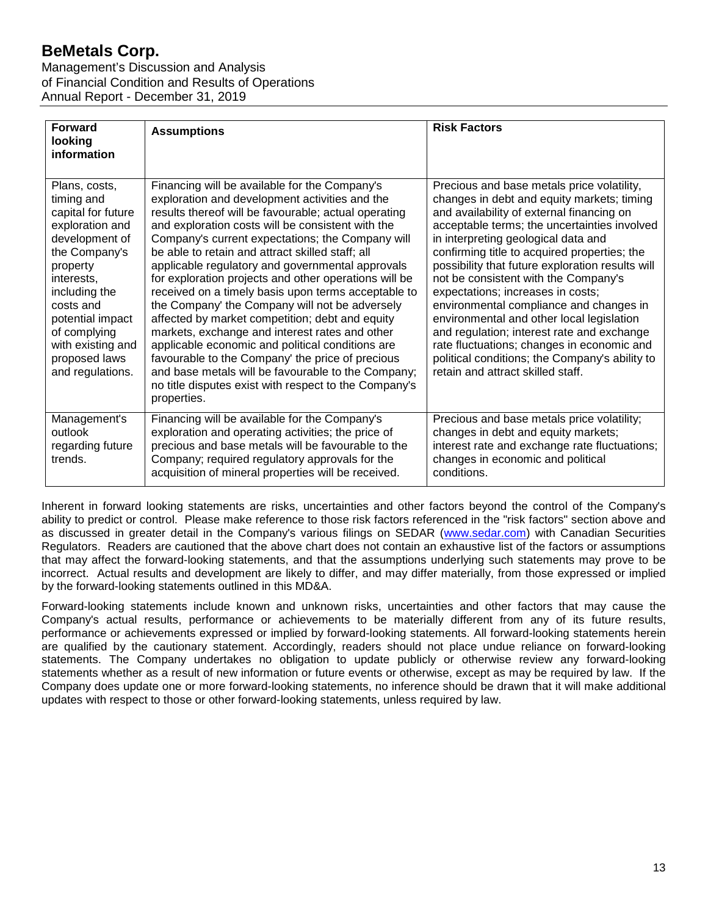| Forward looking information | Assumptions | Risk Factors |
|---|---|---|
| Plans, costs, timing and capital for future exploration and development of the Company's property interests, including the costs and potential impact of complying with existing and proposed laws and regulations. | Financing will be available for the Company's exploration and development activities and the results thereof will be favourable; actual operating and exploration costs will be consistent with the Company's current expectations; the Company will be able to retain and attract skilled staff; all applicable regulatory and governmental approvals for exploration projects and other operations will be received on a timely basis upon terms acceptable to the Company' the Company will not be adversely affected by market competition; debt and equity markets, exchange and interest rates and other applicable economic and political conditions are favourable to the Company' the price of precious and base metals will be favourable to the Company; no title disputes exist with respect to the Company's properties. | Precious and base metals price volatility, changes in debt and equity markets; timing and availability of external financing on acceptable terms; the uncertainties involved in interpreting geological data and confirming title to acquired properties; the possibility that future exploration results will not be consistent with the Company's expectations; increases in costs; environmental compliance and changes in environmental and other local legislation and regulation; interest rate and exchange rate fluctuations; changes in economic and political conditions; the Company's ability to retain and attract skilled staff. |
| Management's outlook regarding future trends. | Financing will be available for the Company's exploration and operating activities; the price of precious and base metals will be favourable to the Company; required regulatory approvals for the acquisition of mineral properties will be received. | Precious and base metals price volatility; changes in debt and equity markets; interest rate and exchange rate fluctuations; changes in economic and political conditions. |

Inherent in forward looking statements are risks, uncertainties and other factors beyond the control of the Company's ability to predict or control. Please make reference to those risk factors referenced in the "risk factors" section above and as discussed in greater detail in the Company's various filings on SEDAR (www.sedar.com) with Canadian Securities Regulators. Readers are cautioned that the above chart does not contain an exhaustive list of the factors or assumptions that may affect the forward-looking statements, and that the assumptions underlying such statements may prove to be incorrect. Actual results and development are likely to differ, and may differ materially, from those expressed or implied by the forward-looking statements outlined in this MD&A.

Forward-looking statements include known and unknown risks, uncertainties and other factors that may cause the Company's actual results, performance or achievements to be materially different from any of its future results, performance or achievements expressed or implied by forward-looking statements. All forward-looking statements herein are qualified by the cautionary statement. Accordingly, readers should not place undue reliance on forward-looking statements. The Company undertakes no obligation to update publicly or otherwise review any forward-looking statements whether as a result of new information or future events or otherwise, except as may be required by law. If the Company does update one or more forward-looking statements, no inference should be drawn that it will make additional updates with respect to those or other forward-looking statements, unless required by law.